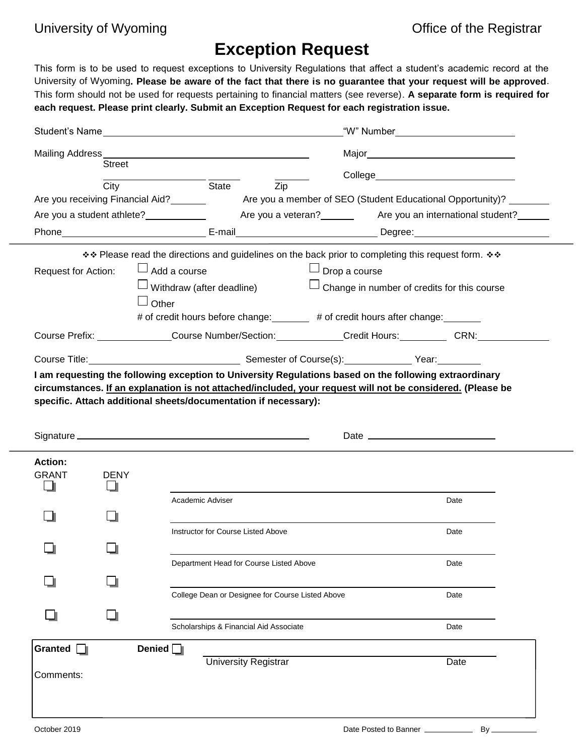University of Wyoming — Office of the Registrar

# Exception Request

This form is to be used to request exceptions to University Regulations that affect a student's academic record at the University of Wyoming**. Please be aware of the fact that there is no guarantee that your request will be approved**. This form should not be used for requests pertaining to financial matters (see reverse). **A separate form is required for each request. Please print clearly. Submit an Exception Request for each registration issue.**

Student's Name \_\_\_\_\_\_\_\_\_\_\_\_\_\_\_\_\_\_\_\_ "W" Number \_\_\_\_\_\_\_\_\_\_\_\_\_\_\_\_\_\_\_\_

Mailing Address \_\_\_\_\_\_\_\_\_\_\_\_\_\_\_\_\_\_\_\_ Major \_\_\_\_\_\_\_\_\_\_\_\_\_\_\_\_\_\_\_\_
Street

\_\_\_\_\_\_\_\_\_\_ \_\_\_\_\_\_ \_\_\_\_\_\_ College \_\_\_\_\_\_\_\_\_\_\_\_\_\_\_\_\_\_\_\_
City State Zip

Are you receiving Financial Aid? \_\_\_\_\_\_ Are you a member of SEO (Student Educational Opportunity)? \_\_\_\_\_\_

Are you a student athlete? \_\_\_\_\_\_ Are you a veteran? \_\_\_\_\_\_ Are you an international student? \_\_\_\_\_\_

Phone \_\_\_\_\_\_\_\_\_\_\_\_\_\_\_\_\_\_\_\_ E-mail \_\_\_\_\_\_\_\_\_\_\_\_\_\_\_\_\_\_\_\_ Degree: \_\_\_\_\_\_\_\_\_\_\_\_\_\_\_\_\_\_\_\_

---

❖❖ Please read the directions and guidelines on the back prior to completing this request form. ❖❖

Request for Action:

- ☐ Add a course
- ☐ Drop a course
- ☐ Withdraw (after deadline)
- ☐ Change in number of credits for this course
- ☐ Other

\# of credit hours before change: \_\_\_\_\_\_ # of credit hours after change: \_\_\_\_\_\_

Course Prefix: \_\_\_\_\_\_ Course Number/Section: \_\_\_\_\_\_ Credit Hours: \_\_\_\_\_\_ CRN: \_\_\_\_\_\_

Course Title: \_\_\_\_\_\_\_\_\_\_\_\_\_\_\_\_\_\_\_\_ Semester of Course(s): \_\_\_\_\_\_ Year: \_\_\_\_\_\_

**I am requesting the following exception to University Regulations based on the following extraordinary circumstances. <u>If an explanation is not attached/included, your request will not be considered.</u> (Please be specific. Attach additional sheets/documentation if necessary):**

Signature \_\_\_\_\_\_\_\_\_\_\_\_\_\_\_\_\_\_\_\_ Date \_\_\_\_\_\_\_\_\_\_\_\_\_\_\_\_\_\_\_\_

---

**Action:**

| GRANT | DENY | | |
|---|---|---|---|
| ☐ | ☐ | Academic Adviser | Date |
| ☐ | ☐ | Instructor for Course Listed Above | Date |
| ☐ | ☐ | Department Head for Course Listed Above | Date |
| ☐ | ☐ | College Dean or Designee for Course Listed Above | Date |
| ☐ | ☐ | Scholarships & Financial Aid Associate | Date |

**Granted** ☐ **Denied** ☐ University Registrar \_\_\_\_\_\_ Date \_\_\_\_\_\_

Comments:

October 2019 Date Posted to Banner \_\_\_\_\_\_ By \_\_\_\_\_\_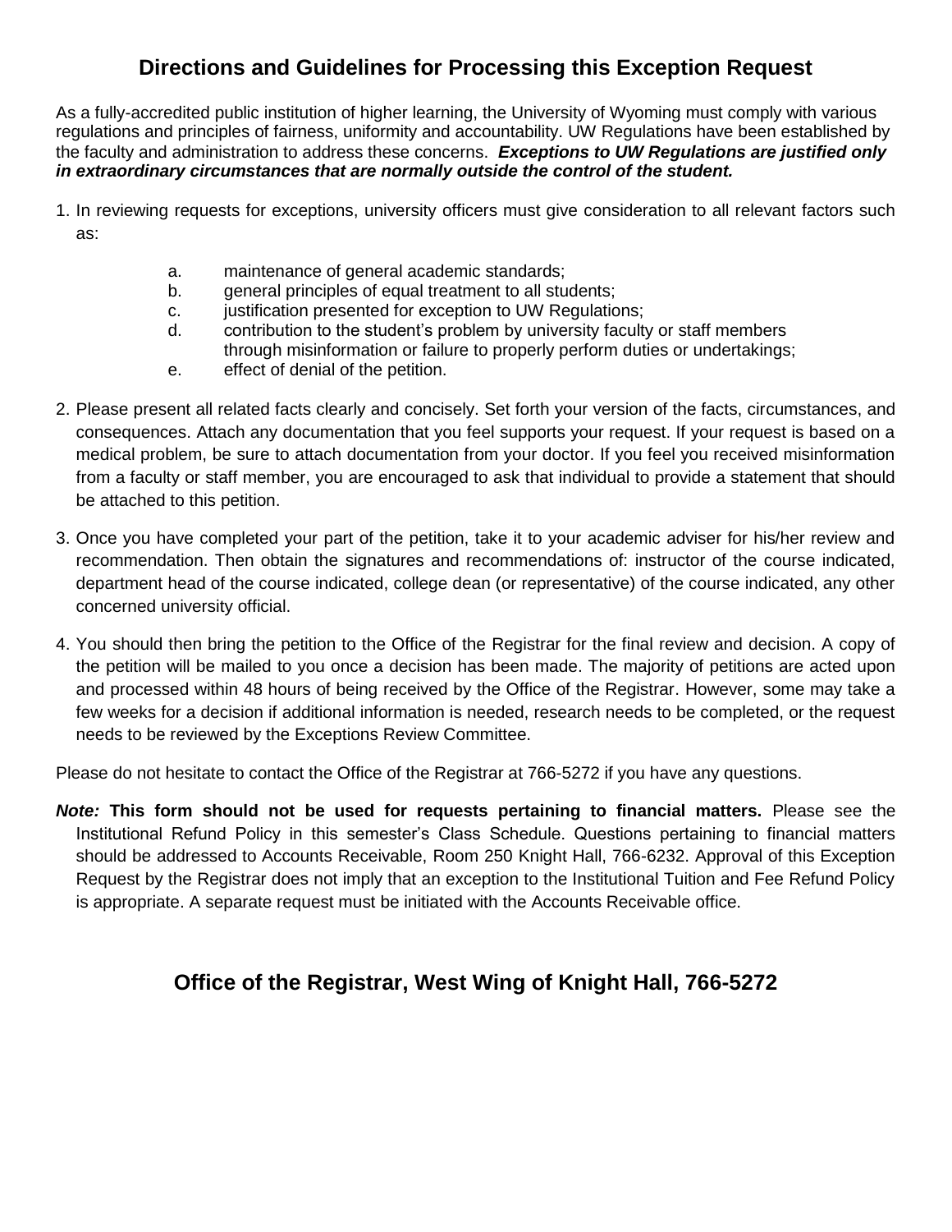## Directions and Guidelines for Processing this Exception Request

As a fully-accredited public institution of higher learning, the University of Wyoming must comply with various regulations and principles of fairness, uniformity and accountability. UW Regulations have been established by the faculty and administration to address these concerns. ***Exceptions to UW Regulations are justified only in extraordinary circumstances that are normally outside the control of the student.***

1. In reviewing requests for exceptions, university officers must give consideration to all relevant factors such as:

   a. maintenance of general academic standards;
   b. general principles of equal treatment to all students;
   c. justification presented for exception to UW Regulations;
   d. contribution to the student's problem by university faculty or staff members through misinformation or failure to properly perform duties or undertakings;
   e. effect of denial of the petition.

2. Please present all related facts clearly and concisely. Set forth your version of the facts, circumstances, and consequences. Attach any documentation that you feel supports your request. If your request is based on a medical problem, be sure to attach documentation from your doctor. If you feel you received misinformation from a faculty or staff member, you are encouraged to ask that individual to provide a statement that should be attached to this petition.

3. Once you have completed your part of the petition, take it to your academic adviser for his/her review and recommendation. Then obtain the signatures and recommendations of: instructor of the course indicated, department head of the course indicated, college dean (or representative) of the course indicated, any other concerned university official.

4. You should then bring the petition to the Office of the Registrar for the final review and decision. A copy of the petition will be mailed to you once a decision has been made. The majority of petitions are acted upon and processed within 48 hours of being received by the Office of the Registrar. However, some may take a few weeks for a decision if additional information is needed, research needs to be completed, or the request needs to be reviewed by the Exceptions Review Committee.

Please do not hesitate to contact the Office of the Registrar at 766-5272 if you have any questions.

***Note:*** **This form should not be used for requests pertaining to financial matters.** Please see the Institutional Refund Policy in this semester's Class Schedule. Questions pertaining to financial matters should be addressed to Accounts Receivable, Room 250 Knight Hall, 766-6232. Approval of this Exception Request by the Registrar does not imply that an exception to the Institutional Tuition and Fee Refund Policy is appropriate. A separate request must be initiated with the Accounts Receivable office.

## Office of the Registrar, West Wing of Knight Hall, 766-5272